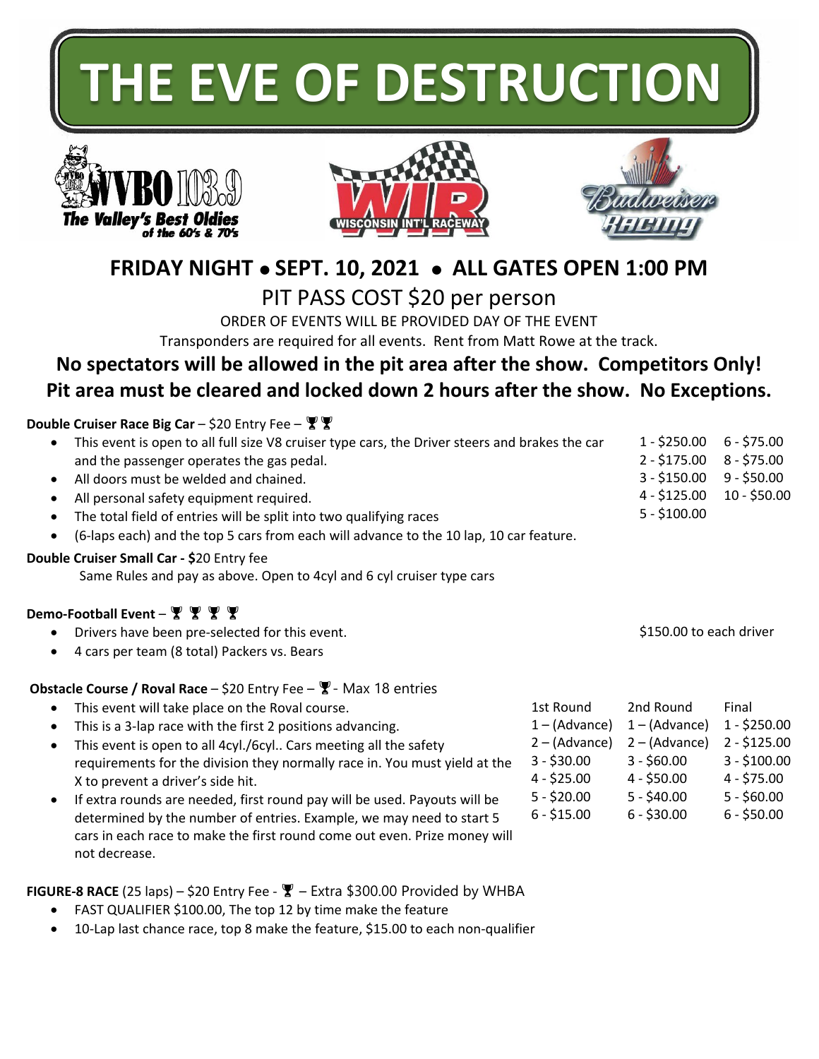# THE EVE OF DESTRUCTION

WVBO 103.9 The Valley's Best Oldies of the 60's & 70's

WISCONSIN INT'L RACEWAY

Budweiser Racing

## FRIDAY NIGHT • SEPT. 10, 2021 • ALL GATES OPEN 1:00 PM

PIT PASS COST $20 per person

ORDER OF EVENTS WILL BE PROVIDED DAY OF THE EVENT

Transponders are required for all events. Rent from Matt Rowe at the track.

**No spectators will be allowed in the pit area after the show. Competitors Only!**
**Pit area must be cleared and locked down 2 hours after the show. No Exceptions.**

**Double Cruiser Race Big Car** – $20 Entry Fee – 🏆🏆

- This event is open to all full size V8 cruiser type cars, the Driver steers and brakes the car and the passenger operates the gas pedal.
- All doors must be welded and chained.
- All personal safety equipment required.
- The total field of entries will be split into two qualifying races
- (6-laps each) and the top 5 cars from each will advance to the 10 lap, 10 car feature.

| | |
|---|---|
| 1 - $250.00 | 6 - $75.00 |
| 2 - $175.00 | 8 - $75.00 |
| 3 - $150.00 | 9 - $50.00 |
| 4 - $125.00 | 10 - $50.00 |
| 5 - $100.00 | |

**Double Cruiser Small Car - $**20 Entry fee

Same Rules and pay as above. Open to 4cyl and 6 cyl cruiser type cars

**Demo-Football Event** – 🏆 🏆 🏆 🏆

- Drivers have been pre-selected for this event.
- 4 cars per team (8 total) Packers vs. Bears

$150.00 to each driver

**Obstacle Course / Roval Race** – $20 Entry Fee – 🏆 - Max 18 entries

- This event will take place on the Roval course.
- This is a 3-lap race with the first 2 positions advancing.
- This event is open to all 4cyl./6cyl.. Cars meeting all the safety requirements for the division they normally race in. You must yield at the X to prevent a driver's side hit.
- If extra rounds are needed, first round pay will be used. Payouts will be determined by the number of entries. Example, we may need to start 5 cars in each race to make the first round come out even. Prize money will not decrease.

| 1st Round | 2nd Round | Final |
|---|---|---|
| 1 – (Advance) | 1 – (Advance) | 1 - $250.00 |
| 2 – (Advance) | 2 – (Advance) | 2 - $125.00 |
| 3 - $30.00 | 3 - $60.00 | 3 - $100.00 |
| 4 - $25.00 | 4 - $50.00 | 4 - $75.00 |
| 5 - $20.00 | 5 - $40.00 | 5 - $60.00 |
| 6 - $15.00 | 6 - $30.00 | 6 - $50.00 |

**FIGURE-8 RACE** (25 laps) – $20 Entry Fee - 🏆 – Extra $300.00 Provided by WHBA

- FAST QUALIFIER $100.00, The top 12 by time make the feature
- 10-Lap last chance race, top 8 make the feature, $15.00 to each non-qualifier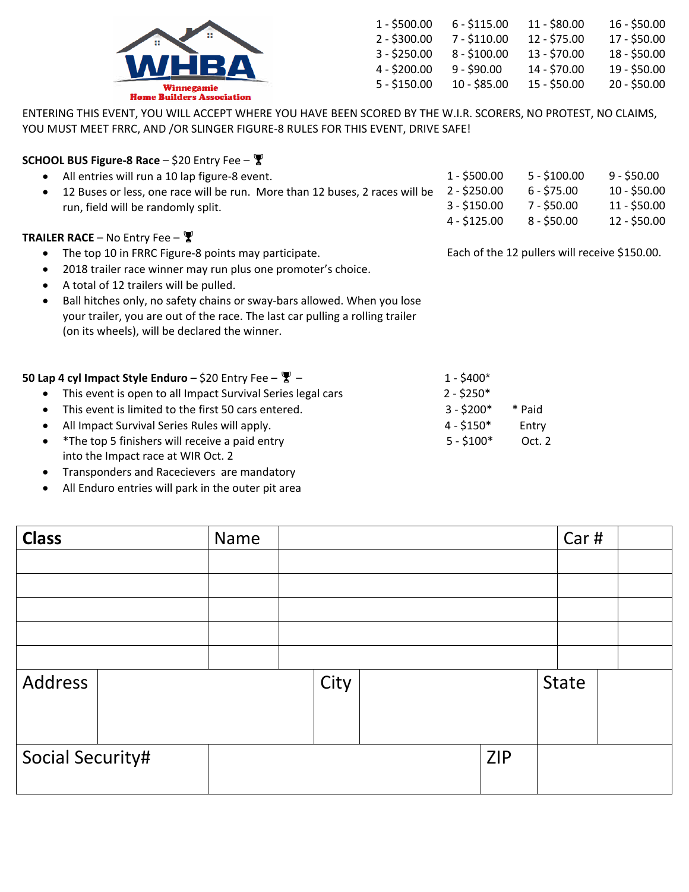WHBA
Winnegamie
Home Builders Association

| | | | |
|---|---|---|---|
| 1 - $500.00 | 6 - $115.00 | 11 - $80.00 | 16 - $50.00 |
| 2 - $300.00 | 7 - $110.00 | 12 - $75.00 | 17 - $50.00 |
| 3 - $250.00 | 8 - $100.00 | 13 - $70.00 | 18 - $50.00 |
| 4 - $200.00 | 9 - $90.00 | 14 - $70.00 | 19 - $50.00 |
| 5 - $150.00 | 10 - $85.00 | 15 - $50.00 | 20 - $50.00 |

ENTERING THIS EVENT, YOU WILL ACCEPT WHERE YOU HAVE BEEN SCORED BY THE W.I.R. SCORERS, NO PROTEST, NO CLAIMS, YOU MUST MEET FRRC, AND /OR SLINGER FIGURE-8 RULES FOR THIS EVENT, DRIVE SAFE!

**SCHOOL BUS Figure-8 Race** – $20 Entry Fee – 🏆

- All entries will run a 10 lap figure-8 event.
- 12 Buses or less, one race will be run. More than 12 buses, 2 races will be run, field will be randomly split.

| | | |
|---|---|---|
| 1 - $500.00 | 5 - $100.00 | 9 - $50.00 |
| 2 - $250.00 | 6 - $75.00 | 10 - $50.00 |
| 3 - $150.00 | 7 - $50.00 | 11 - $50.00 |
| 4 - $125.00 | 8 - $50.00 | 12 - $50.00 |

**TRAILER RACE** – No Entry Fee – 🏆

- The top 10 in FRRC Figure-8 points may participate.
- 2018 trailer race winner may run plus one promoter's choice.
- A total of 12 trailers will be pulled.
- Ball hitches only, no safety chains or sway-bars allowed. When you lose your trailer, you are out of the race. The last car pulling a rolling trailer (on its wheels), will be declared the winner.

Each of the 12 pullers will receive $150.00.

**50 Lap 4 cyl Impact Style Enduro** – $20 Entry Fee – 🏆 –

- This event is open to all Impact Survival Series legal cars
- This event is limited to the first 50 cars entered.
- All Impact Survival Series Rules will apply.
- *The top 5 finishers will receive a paid entry into the Impact race at WIR Oct. 2
- Transponders and Raceceivers are mandatory
- All Enduro entries will park in the outer pit area

1 - $400*
2 - $250*
3 - $200*
4 - $150*
5 - $100*

* Paid Entry Oct. 2

| Class | Name | | Car # | |
|---|---|---|---|---|
| | | | | |
| | | | | |
| | | | | |
| | | | | |
| | | | | |

| Address | | City | | State | |
|---|---|---|---|---|---|
| Social Security# | | | ZIP | | |